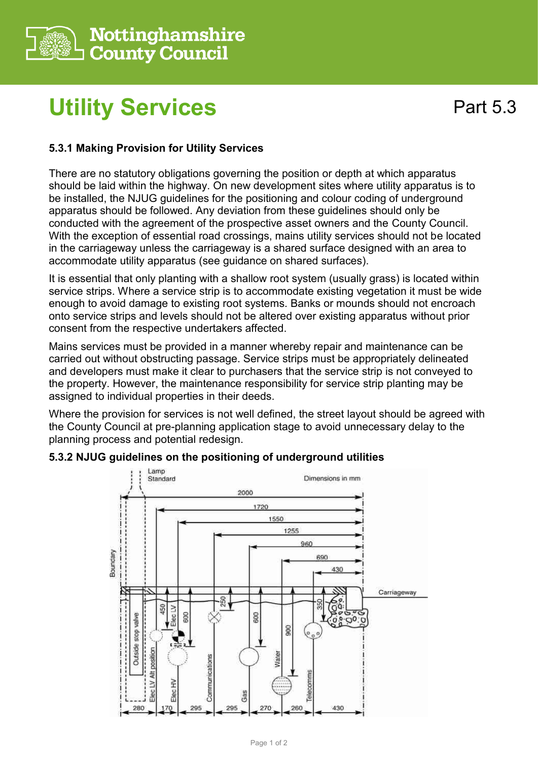# Utility Services

Part 5.3

### 5.3.1 Making Provision for Utility Services

There are no statutory obligations governing the position or depth at which apparatus should be laid within the highway. On new development sites where utility apparatus is to be installed, the NJUG guidelines for the positioning and colour coding of underground apparatus should be followed. Any deviation from these guidelines should only be conducted with the agreement of the prospective asset owners and the County Council. With the exception of essential road crossings, mains utility services should not be located in the carriageway unless the carriageway is a shared surface designed with an area to accommodate utility apparatus (see guidance on shared surfaces).

It is essential that only planting with a shallow root system (usually grass) is located within service strips. Where a service strip is to accommodate existing vegetation it must be wide enough to avoid damage to existing root systems. Banks or mounds should not encroach onto service strips and levels should not be altered over existing apparatus without prior consent from the respective undertakers affected.

Mains services must be provided in a manner whereby repair and maintenance can be carried out without obstructing passage. Service strips must be appropriately delineated and developers must make it clear to purchasers that the service strip is not conveyed to the property. However, the maintenance responsibility for service strip planting may be assigned to individual properties in their deeds.

Where the provision for services is not well defined, the street layout should be agreed with the County Council at pre-planning application stage to avoid unnecessary delay to the planning process and potential redesign.

### 5.3.2 NJUG guidelines on the positioning of underground utilities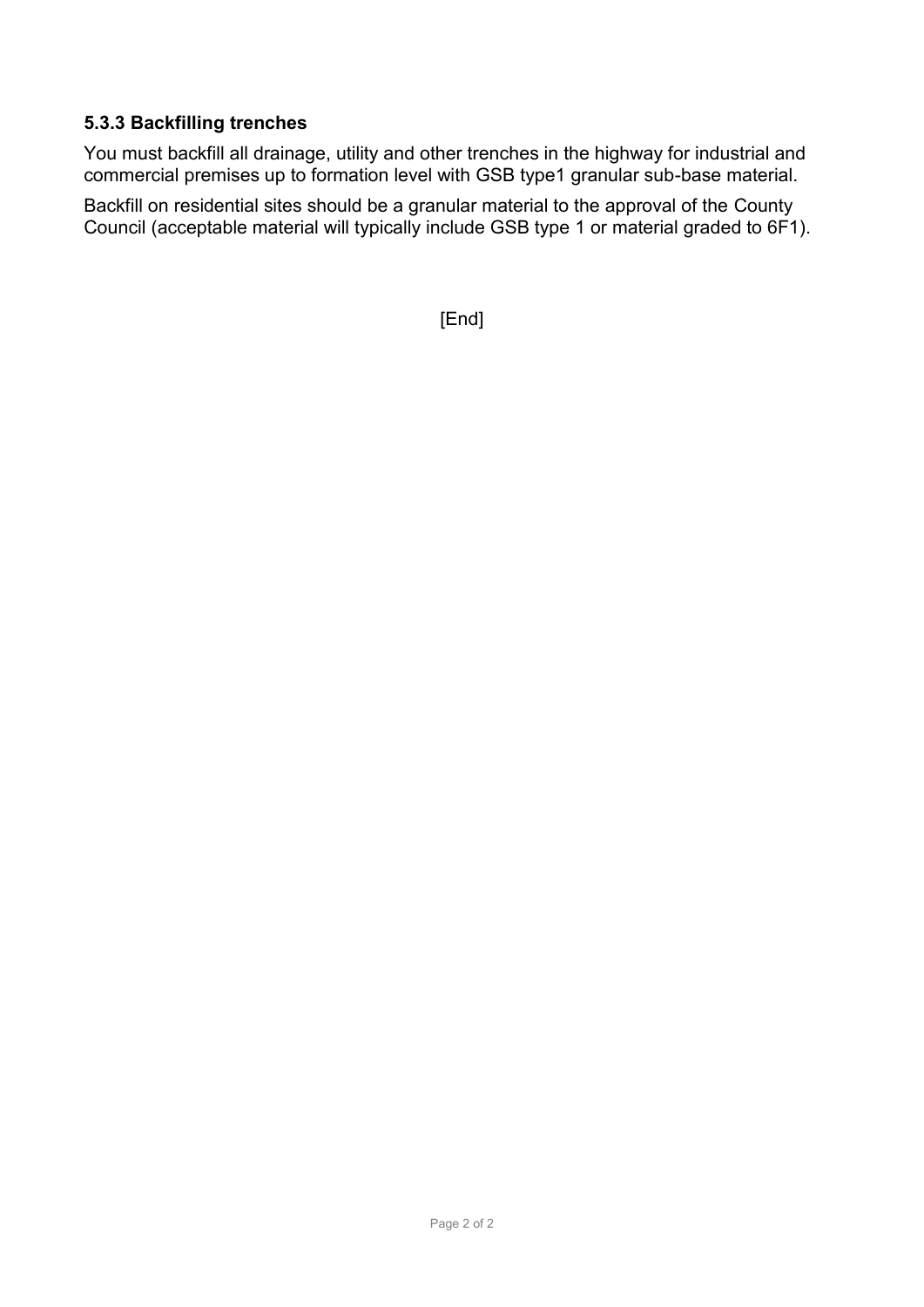### 5.3.3 Backfilling trenches

You must backfill all drainage, utility and other trenches in the highway for industrial and commercial premises up to formation level with GSB type1 granular sub-base material.

Backfill on residential sites should be a granular material to the approval of the County Council (acceptable material will typically include GSB type 1 or material graded to 6F1).

[End]